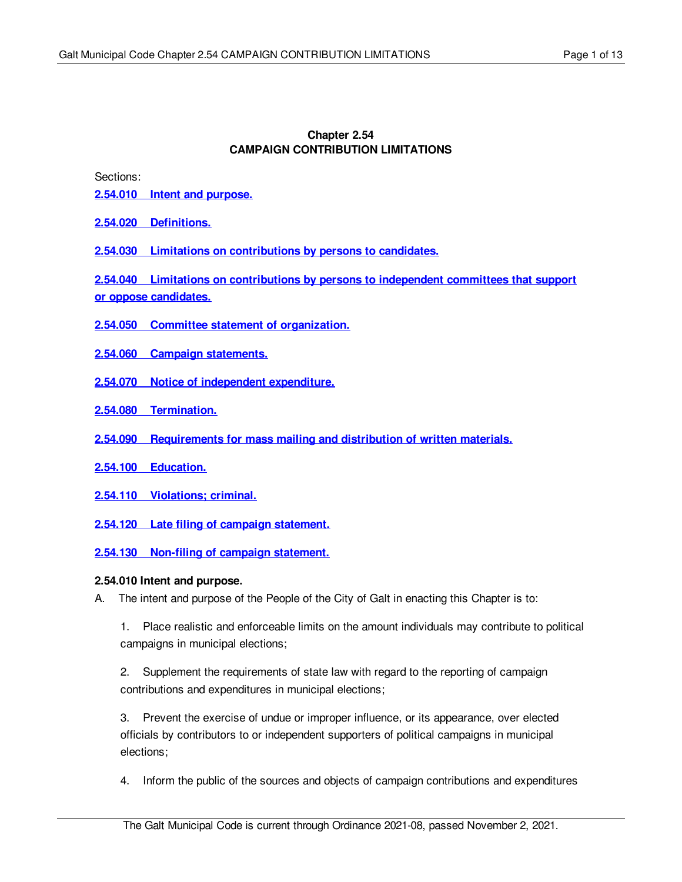# Chapter 2.54
## CAMPAIGN CONTRIBUTION LIMITATIONS

Sections:

**2.54.010 Intent and purpose.**

**2.54.020 Definitions.**

**2.54.030 Limitations on contributions by persons to candidates.**

**2.54.040 Limitations on contributions by persons to independent committees that support or oppose candidates.**

**2.54.050 Committee statement of organization.**

**2.54.060 Campaign statements.**

**2.54.070 Notice of independent expenditure.**

**2.54.080 Termination.**

**2.54.090 Requirements for mass mailing and distribution of written materials.**

**2.54.100 Education.**

**2.54.110 Violations; criminal.**

**2.54.120 Late filing of campaign statement.**

**2.54.130 Non-filing of campaign statement.**

### 2.54.010 Intent and purpose.

A. The intent and purpose of the People of the City of Galt in enacting this Chapter is to:

1. Place realistic and enforceable limits on the amount individuals may contribute to political campaigns in municipal elections;

2. Supplement the requirements of state law with regard to the reporting of campaign contributions and expenditures in municipal elections;

3. Prevent the exercise of undue or improper influence, or its appearance, over elected officials by contributors to or independent supporters of political campaigns in municipal elections;

4. Inform the public of the sources and objects of campaign contributions and expenditures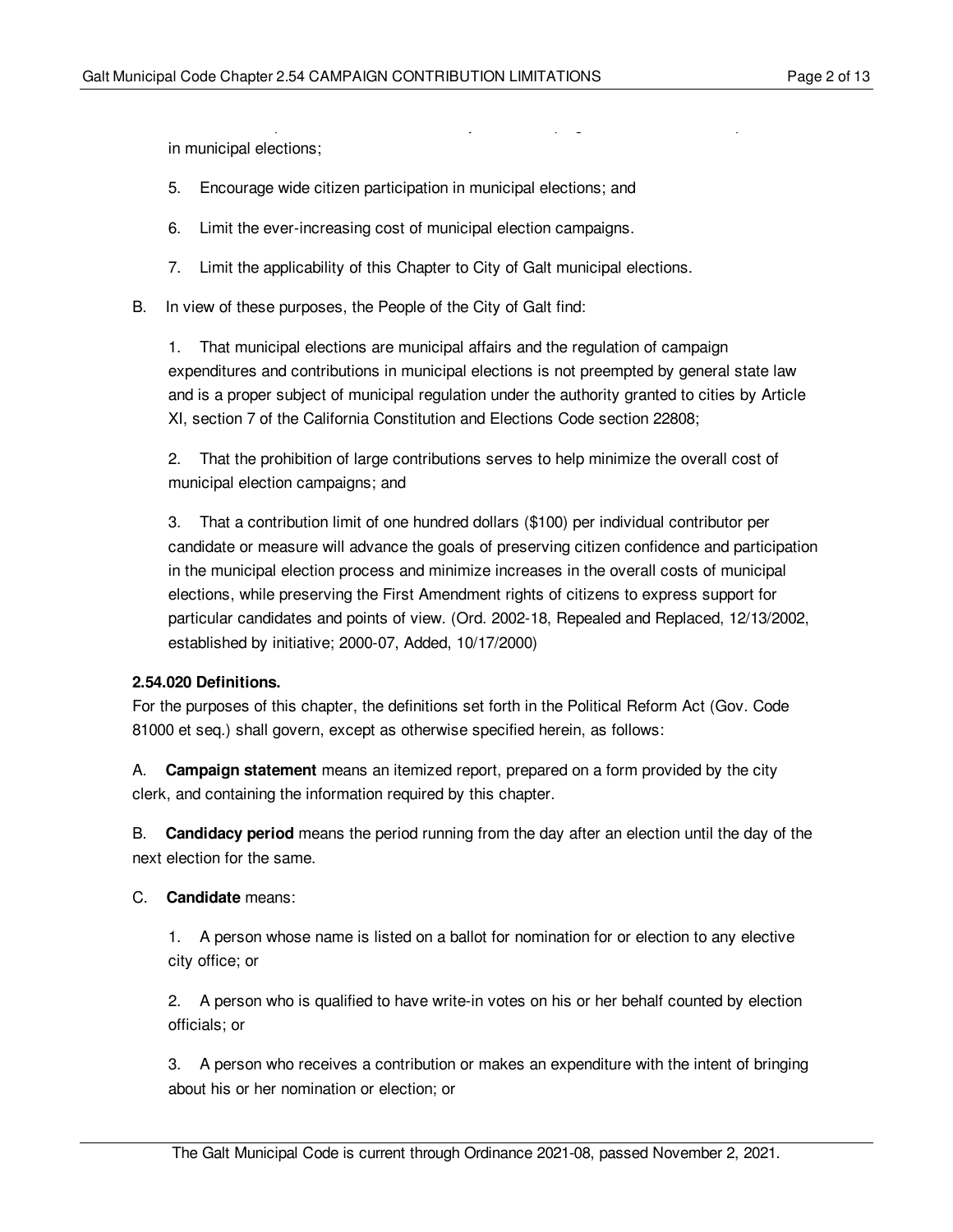in municipal elections;

5. Encourage wide citizen participation in municipal elections; and

6. Limit the ever-increasing cost of municipal election campaigns.

7. Limit the applicability of this Chapter to City of Galt municipal elections.

B. In view of these purposes, the People of the City of Galt find:

1. That municipal elections are municipal affairs and the regulation of campaign expenditures and contributions in municipal elections is not preempted by general state law and is a proper subject of municipal regulation under the authority granted to cities by Article XI, section 7 of the California Constitution and Elections Code section 22808;

2. That the prohibition of large contributions serves to help minimize the overall cost of municipal election campaigns; and

3. That a contribution limit of one hundred dollars ($100) per individual contributor per candidate or measure will advance the goals of preserving citizen confidence and participation in the municipal election process and minimize increases in the overall costs of municipal elections, while preserving the First Amendment rights of citizens to express support for particular candidates and points of view. (Ord. 2002-18, Repealed and Replaced, 12/13/2002, established by initiative; 2000-07, Added, 10/17/2000)

**2.54.020 Definitions.**

For the purposes of this chapter, the definitions set forth in the Political Reform Act (Gov. Code 81000 et seq.) shall govern, except as otherwise specified herein, as follows:

A. **Campaign statement** means an itemized report, prepared on a form provided by the city clerk, and containing the information required by this chapter.

B. **Candidacy period** means the period running from the day after an election until the day of the next election for the same.

C. **Candidate** means:

1. A person whose name is listed on a ballot for nomination for or election to any elective city office; or

2. A person who is qualified to have write-in votes on his or her behalf counted by election officials; or

3. A person who receives a contribution or makes an expenditure with the intent of bringing about his or her nomination or election; or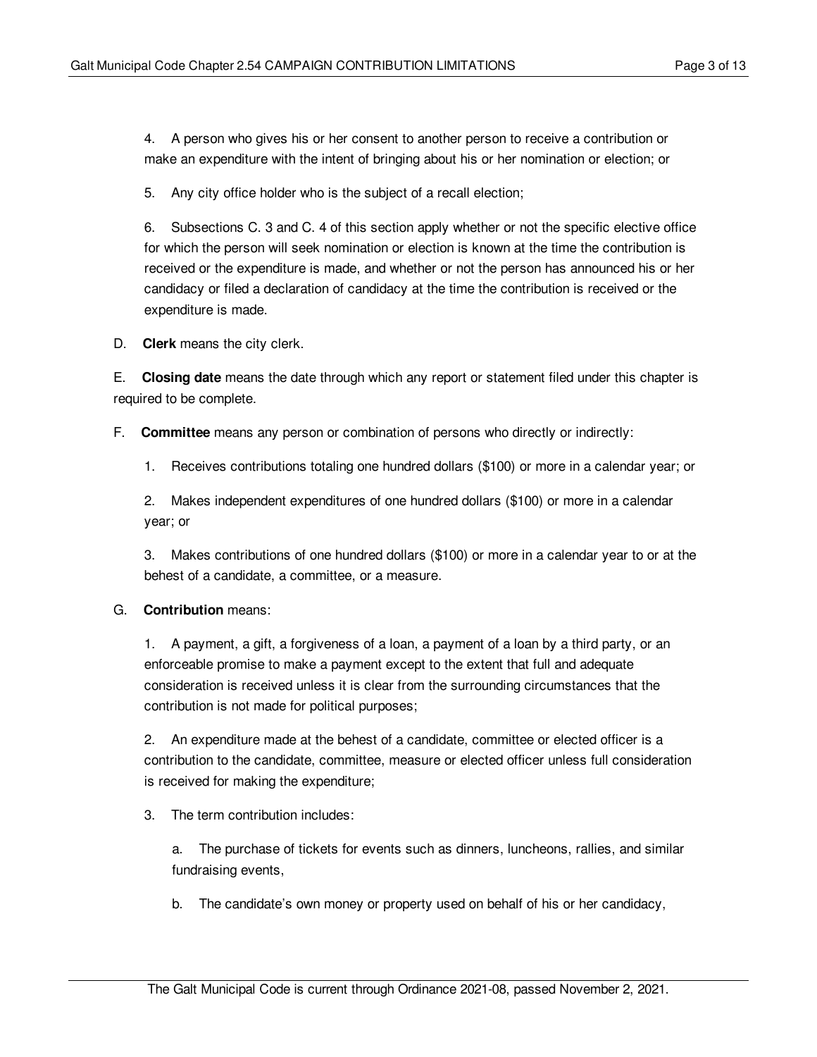4. A person who gives his or her consent to another person to receive a contribution or make an expenditure with the intent of bringing about his or her nomination or election; or

5. Any city office holder who is the subject of a recall election;

6. Subsections C. 3 and C. 4 of this section apply whether or not the specific elective office for which the person will seek nomination or election is known at the time the contribution is received or the expenditure is made, and whether or not the person has announced his or her candidacy or filed a declaration of candidacy at the time the contribution is received or the expenditure is made.

D. **Clerk** means the city clerk.

E. **Closing date** means the date through which any report or statement filed under this chapter is required to be complete.

F. **Committee** means any person or combination of persons who directly or indirectly:

1. Receives contributions totaling one hundred dollars ($100) or more in a calendar year; or

2. Makes independent expenditures of one hundred dollars ($100) or more in a calendar year; or

3. Makes contributions of one hundred dollars ($100) or more in a calendar year to or at the behest of a candidate, a committee, or a measure.

G. **Contribution** means:

1. A payment, a gift, a forgiveness of a loan, a payment of a loan by a third party, or an enforceable promise to make a payment except to the extent that full and adequate consideration is received unless it is clear from the surrounding circumstances that the contribution is not made for political purposes;

2. An expenditure made at the behest of a candidate, committee or elected officer is a contribution to the candidate, committee, measure or elected officer unless full consideration is received for making the expenditure;

3. The term contribution includes:

a. The purchase of tickets for events such as dinners, luncheons, rallies, and similar fundraising events,

b. The candidate's own money or property used on behalf of his or her candidacy,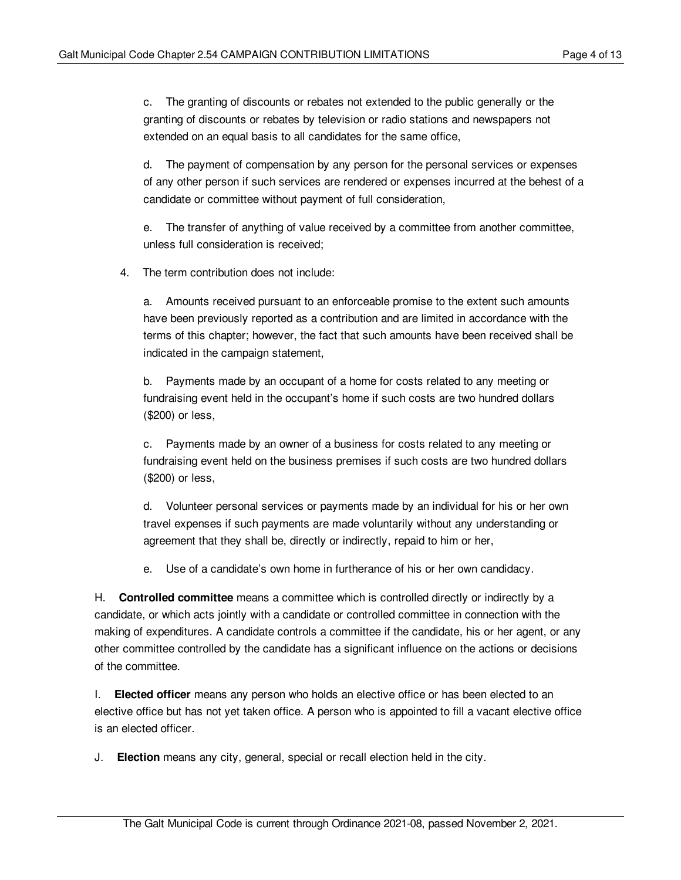c. The granting of discounts or rebates not extended to the public generally or the granting of discounts or rebates by television or radio stations and newspapers not extended on an equal basis to all candidates for the same office,

d. The payment of compensation by any person for the personal services or expenses of any other person if such services are rendered or expenses incurred at the behest of a candidate or committee without payment of full consideration,

e. The transfer of anything of value received by a committee from another committee, unless full consideration is received;

4. The term contribution does not include:

a. Amounts received pursuant to an enforceable promise to the extent such amounts have been previously reported as a contribution and are limited in accordance with the terms of this chapter; however, the fact that such amounts have been received shall be indicated in the campaign statement,

b. Payments made by an occupant of a home for costs related to any meeting or fundraising event held in the occupant's home if such costs are two hundred dollars ($200) or less,

c. Payments made by an owner of a business for costs related to any meeting or fundraising event held on the business premises if such costs are two hundred dollars ($200) or less,

d. Volunteer personal services or payments made by an individual for his or her own travel expenses if such payments are made voluntarily without any understanding or agreement that they shall be, directly or indirectly, repaid to him or her,

e. Use of a candidate's own home in furtherance of his or her own candidacy.

H. **Controlled committee** means a committee which is controlled directly or indirectly by a candidate, or which acts jointly with a candidate or controlled committee in connection with the making of expenditures. A candidate controls a committee if the candidate, his or her agent, or any other committee controlled by the candidate has a significant influence on the actions or decisions of the committee.

I. **Elected officer** means any person who holds an elective office or has been elected to an elective office but has not yet taken office. A person who is appointed to fill a vacant elective office is an elected officer.

J. **Election** means any city, general, special or recall election held in the city.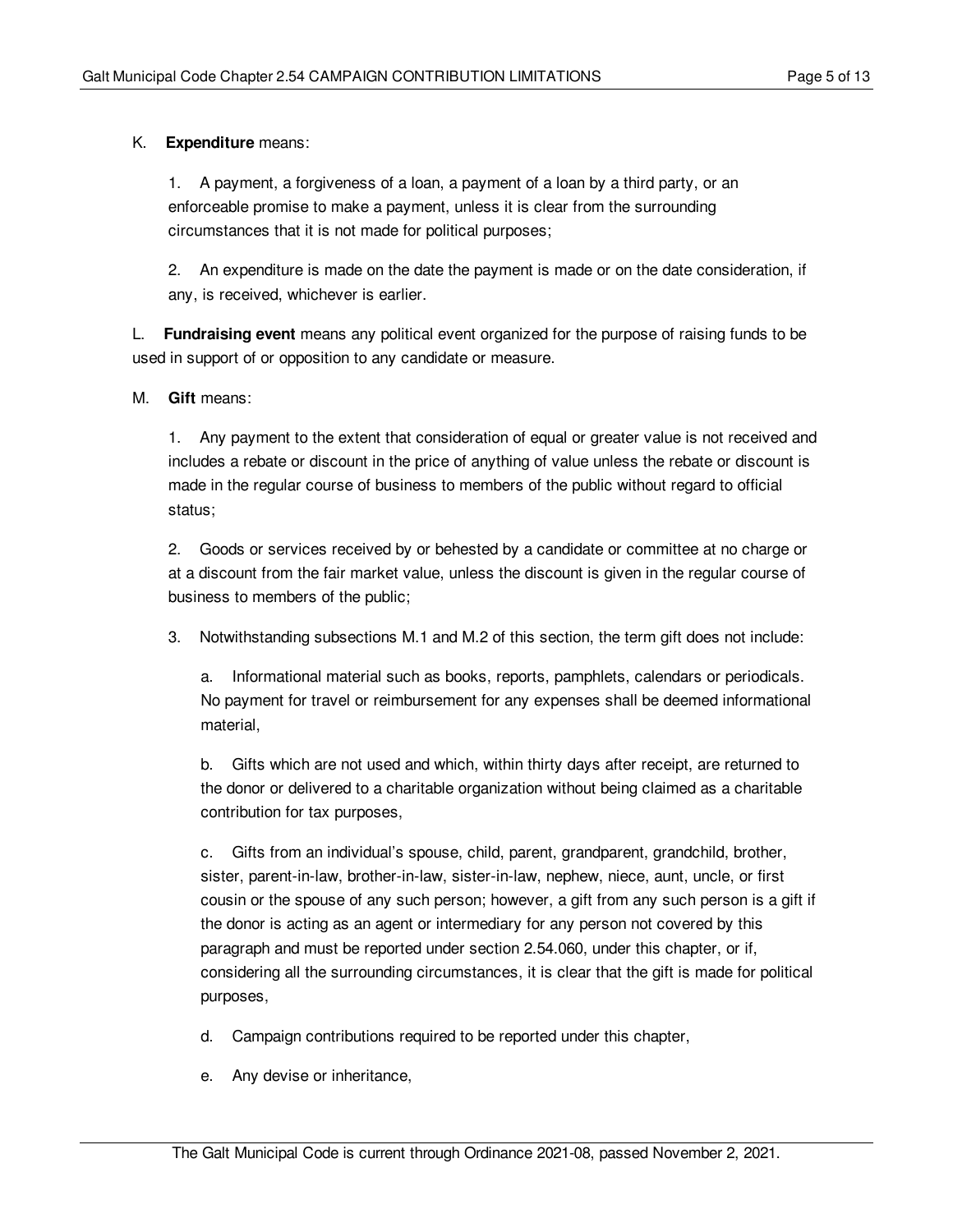K. **Expenditure** means:

1. A payment, a forgiveness of a loan, a payment of a loan by a third party, or an enforceable promise to make a payment, unless it is clear from the surrounding circumstances that it is not made for political purposes;

2. An expenditure is made on the date the payment is made or on the date consideration, if any, is received, whichever is earlier.

L. **Fundraising event** means any political event organized for the purpose of raising funds to be used in support of or opposition to any candidate or measure.

M. **Gift** means:

1. Any payment to the extent that consideration of equal or greater value is not received and includes a rebate or discount in the price of anything of value unless the rebate or discount is made in the regular course of business to members of the public without regard to official status;

2. Goods or services received by or behested by a candidate or committee at no charge or at a discount from the fair market value, unless the discount is given in the regular course of business to members of the public;

3. Notwithstanding subsections M.1 and M.2 of this section, the term gift does not include:

a. Informational material such as books, reports, pamphlets, calendars or periodicals. No payment for travel or reimbursement for any expenses shall be deemed informational material,

b. Gifts which are not used and which, within thirty days after receipt, are returned to the donor or delivered to a charitable organization without being claimed as a charitable contribution for tax purposes,

c. Gifts from an individual's spouse, child, parent, grandparent, grandchild, brother, sister, parent-in-law, brother-in-law, sister-in-law, nephew, niece, aunt, uncle, or first cousin or the spouse of any such person; however, a gift from any such person is a gift if the donor is acting as an agent or intermediary for any person not covered by this paragraph and must be reported under section 2.54.060, under this chapter, or if, considering all the surrounding circumstances, it is clear that the gift is made for political purposes,

d. Campaign contributions required to be reported under this chapter,

e. Any devise or inheritance,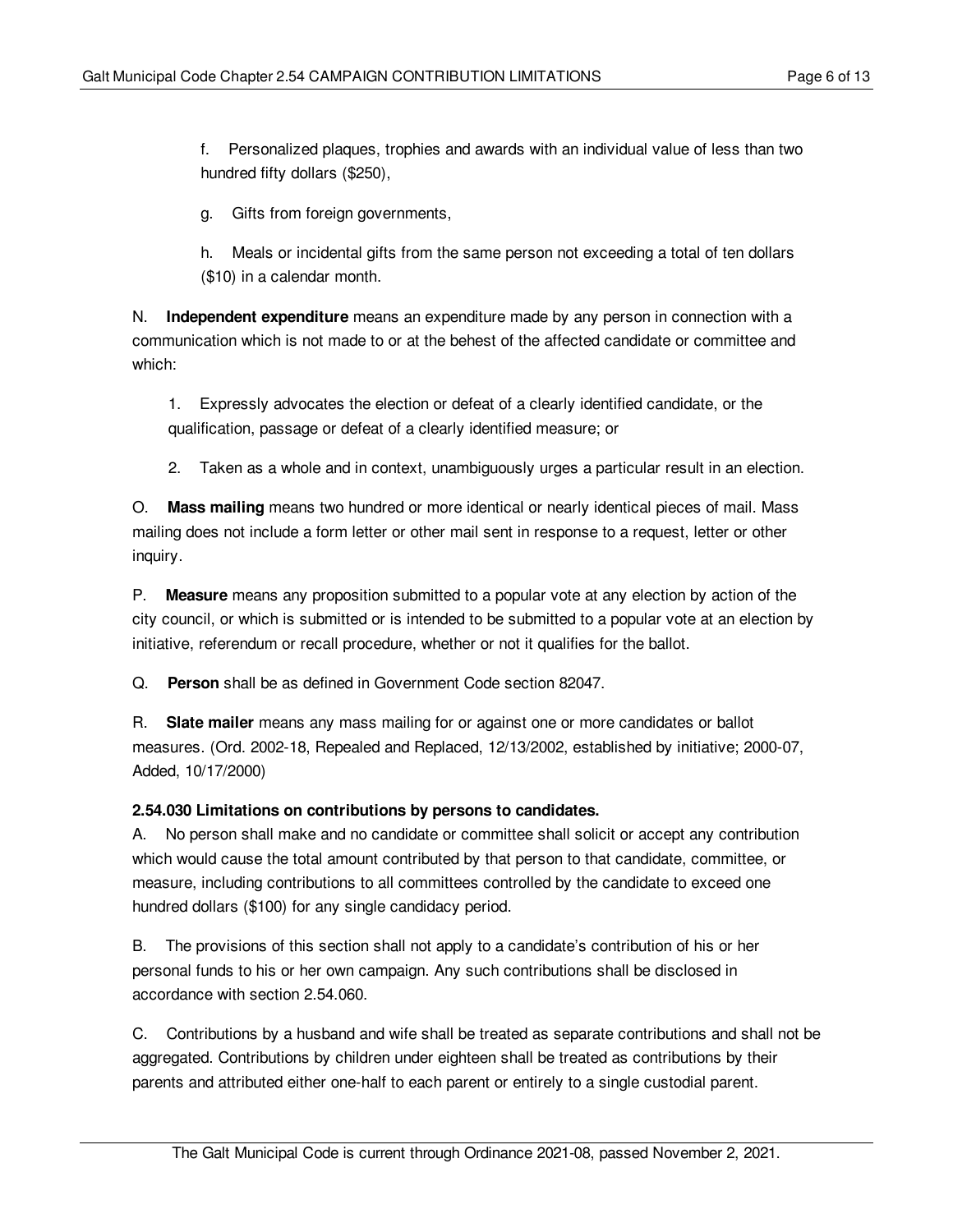f. Personalized plaques, trophies and awards with an individual value of less than two hundred fifty dollars ($250),

g. Gifts from foreign governments,

h. Meals or incidental gifts from the same person not exceeding a total of ten dollars ($10) in a calendar month.

N. **Independent expenditure** means an expenditure made by any person in connection with a communication which is not made to or at the behest of the affected candidate or committee and which:

1. Expressly advocates the election or defeat of a clearly identified candidate, or the qualification, passage or defeat of a clearly identified measure; or

2. Taken as a whole and in context, unambiguously urges a particular result in an election.

O. **Mass mailing** means two hundred or more identical or nearly identical pieces of mail. Mass mailing does not include a form letter or other mail sent in response to a request, letter or other inquiry.

P. **Measure** means any proposition submitted to a popular vote at any election by action of the city council, or which is submitted or is intended to be submitted to a popular vote at an election by initiative, referendum or recall procedure, whether or not it qualifies for the ballot.

Q. **Person** shall be as defined in Government Code section 82047.

R. **Slate mailer** means any mass mailing for or against one or more candidates or ballot measures. (Ord. 2002-18, Repealed and Replaced, 12/13/2002, established by initiative; 2000-07, Added, 10/17/2000)

**2.54.030 Limitations on contributions by persons to candidates.**

A. No person shall make and no candidate or committee shall solicit or accept any contribution which would cause the total amount contributed by that person to that candidate, committee, or measure, including contributions to all committees controlled by the candidate to exceed one hundred dollars ($100) for any single candidacy period.

B. The provisions of this section shall not apply to a candidate's contribution of his or her personal funds to his or her own campaign. Any such contributions shall be disclosed in accordance with section 2.54.060.

C. Contributions by a husband and wife shall be treated as separate contributions and shall not be aggregated. Contributions by children under eighteen shall be treated as contributions by their parents and attributed either one-half to each parent or entirely to a single custodial parent.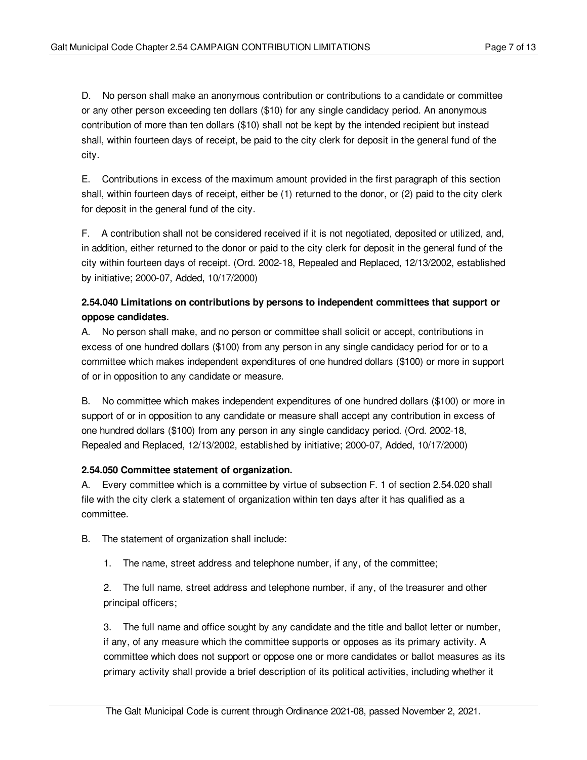D. No person shall make an anonymous contribution or contributions to a candidate or committee or any other person exceeding ten dollars ($10) for any single candidacy period. An anonymous contribution of more than ten dollars ($10) shall not be kept by the intended recipient but instead shall, within fourteen days of receipt, be paid to the city clerk for deposit in the general fund of the city.

E. Contributions in excess of the maximum amount provided in the first paragraph of this section shall, within fourteen days of receipt, either be (1) returned to the donor, or (2) paid to the city clerk for deposit in the general fund of the city.

F. A contribution shall not be considered received if it is not negotiated, deposited or utilized, and, in addition, either returned to the donor or paid to the city clerk for deposit in the general fund of the city within fourteen days of receipt. (Ord. 2002-18, Repealed and Replaced, 12/13/2002, established by initiative; 2000-07, Added, 10/17/2000)

**2.54.040 Limitations on contributions by persons to independent committees that support or oppose candidates.**

A. No person shall make, and no person or committee shall solicit or accept, contributions in excess of one hundred dollars ($100) from any person in any single candidacy period for or to a committee which makes independent expenditures of one hundred dollars ($100) or more in support of or in opposition to any candidate or measure.

B. No committee which makes independent expenditures of one hundred dollars ($100) or more in support of or in opposition to any candidate or measure shall accept any contribution in excess of one hundred dollars ($100) from any person in any single candidacy period. (Ord. 2002-18, Repealed and Replaced, 12/13/2002, established by initiative; 2000-07, Added, 10/17/2000)

**2.54.050 Committee statement of organization.**

A. Every committee which is a committee by virtue of subsection F. 1 of section 2.54.020 shall file with the city clerk a statement of organization within ten days after it has qualified as a committee.

B. The statement of organization shall include:

1. The name, street address and telephone number, if any, of the committee;

2. The full name, street address and telephone number, if any, of the treasurer and other principal officers;

3. The full name and office sought by any candidate and the title and ballot letter or number, if any, of any measure which the committee supports or opposes as its primary activity. A committee which does not support or oppose one or more candidates or ballot measures as its primary activity shall provide a brief description of its political activities, including whether it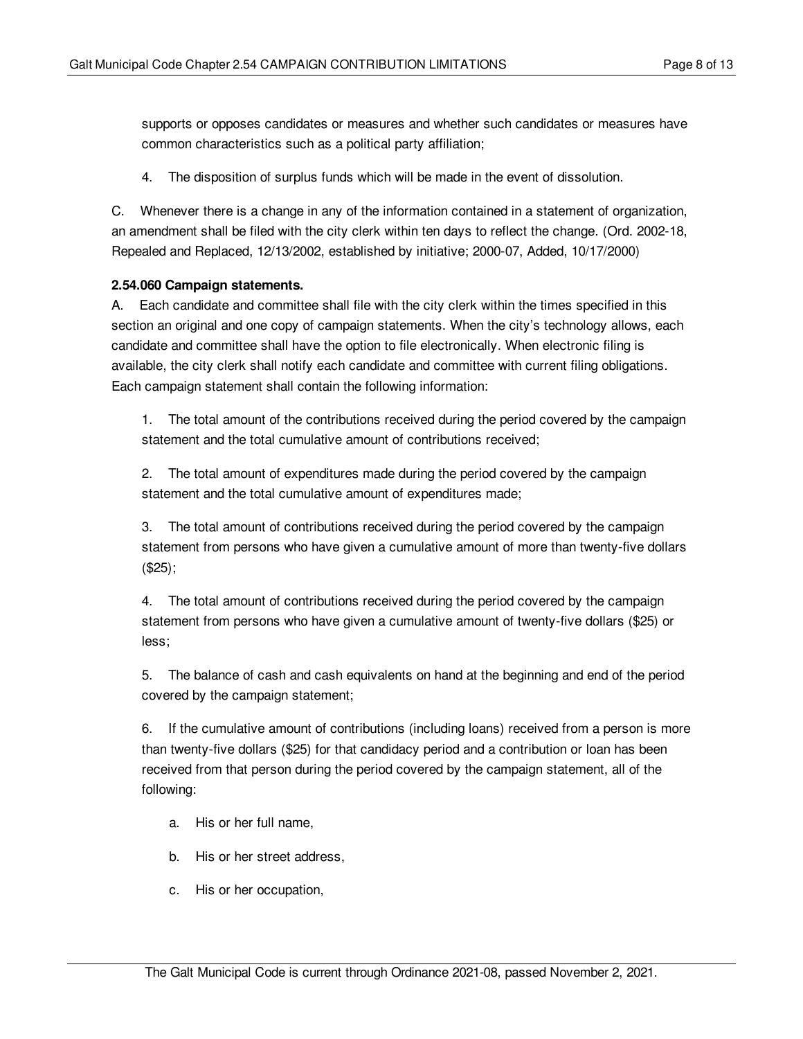supports or opposes candidates or measures and whether such candidates or measures have common characteristics such as a political party affiliation;

4. The disposition of surplus funds which will be made in the event of dissolution.

C. Whenever there is a change in any of the information contained in a statement of organization, an amendment shall be filed with the city clerk within ten days to reflect the change. (Ord. 2002-18, Repealed and Replaced, 12/13/2002, established by initiative; 2000-07, Added, 10/17/2000)

**2.54.060 Campaign statements.**

A. Each candidate and committee shall file with the city clerk within the times specified in this section an original and one copy of campaign statements. When the city's technology allows, each candidate and committee shall have the option to file electronically. When electronic filing is available, the city clerk shall notify each candidate and committee with current filing obligations. Each campaign statement shall contain the following information:

1. The total amount of the contributions received during the period covered by the campaign statement and the total cumulative amount of contributions received;

2. The total amount of expenditures made during the period covered by the campaign statement and the total cumulative amount of expenditures made;

3. The total amount of contributions received during the period covered by the campaign statement from persons who have given a cumulative amount of more than twenty-five dollars ($25);

4. The total amount of contributions received during the period covered by the campaign statement from persons who have given a cumulative amount of twenty-five dollars ($25) or less;

5. The balance of cash and cash equivalents on hand at the beginning and end of the period covered by the campaign statement;

6. If the cumulative amount of contributions (including loans) received from a person is more than twenty-five dollars ($25) for that candidacy period and a contribution or loan has been received from that person during the period covered by the campaign statement, all of the following:

   a. His or her full name,

   b. His or her street address,

   c. His or her occupation,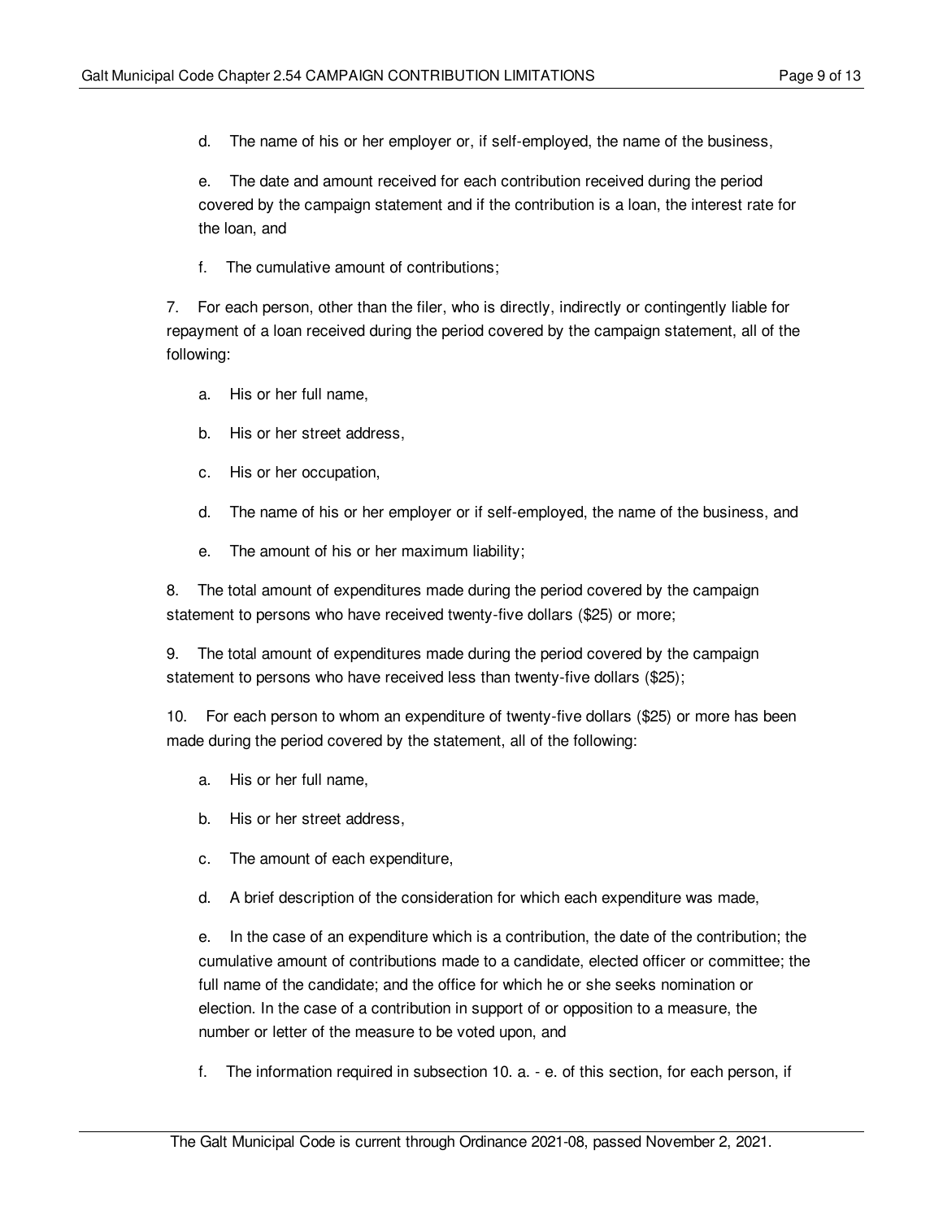d. The name of his or her employer or, if self-employed, the name of the business,

e. The date and amount received for each contribution received during the period covered by the campaign statement and if the contribution is a loan, the interest rate for the loan, and

f. The cumulative amount of contributions;

7. For each person, other than the filer, who is directly, indirectly or contingently liable for repayment of a loan received during the period covered by the campaign statement, all of the following:

a. His or her full name,

b. His or her street address,

c. His or her occupation,

d. The name of his or her employer or if self-employed, the name of the business, and

e. The amount of his or her maximum liability;

8. The total amount of expenditures made during the period covered by the campaign statement to persons who have received twenty-five dollars ($25) or more;

9. The total amount of expenditures made during the period covered by the campaign statement to persons who have received less than twenty-five dollars ($25);

10. For each person to whom an expenditure of twenty-five dollars ($25) or more has been made during the period covered by the statement, all of the following:

a. His or her full name,

b. His or her street address,

c. The amount of each expenditure,

d. A brief description of the consideration for which each expenditure was made,

e. In the case of an expenditure which is a contribution, the date of the contribution; the cumulative amount of contributions made to a candidate, elected officer or committee; the full name of the candidate; and the office for which he or she seeks nomination or election. In the case of a contribution in support of or opposition to a measure, the number or letter of the measure to be voted upon, and

f. The information required in subsection 10. a. - e. of this section, for each person, if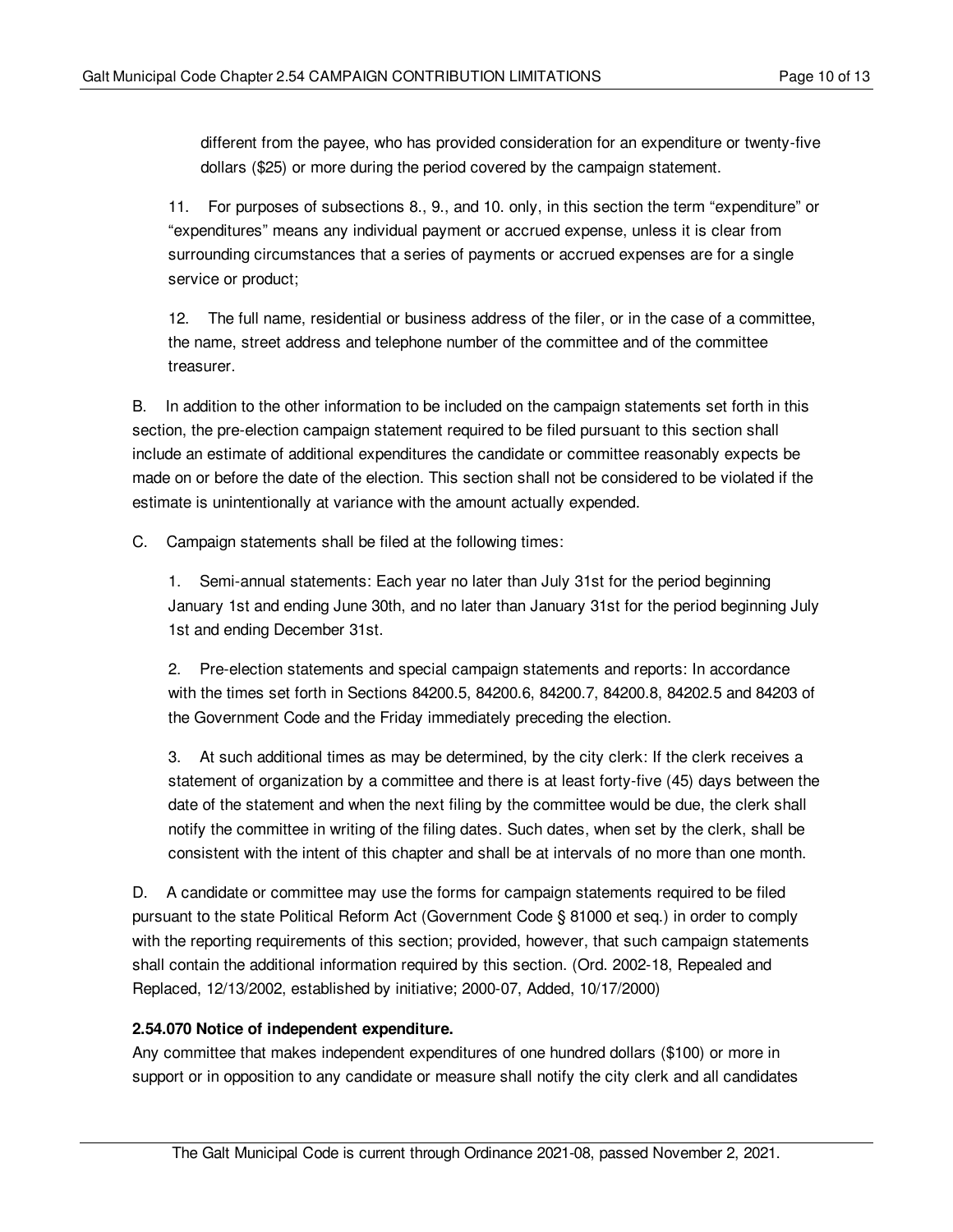different from the payee, who has provided consideration for an expenditure or twenty-five dollars ($25) or more during the period covered by the campaign statement.

11. For purposes of subsections 8., 9., and 10. only, in this section the term "expenditure" or "expenditures" means any individual payment or accrued expense, unless it is clear from surrounding circumstances that a series of payments or accrued expenses are for a single service or product;

12. The full name, residential or business address of the filer, or in the case of a committee, the name, street address and telephone number of the committee and of the committee treasurer.

B. In addition to the other information to be included on the campaign statements set forth in this section, the pre-election campaign statement required to be filed pursuant to this section shall include an estimate of additional expenditures the candidate or committee reasonably expects be made on or before the date of the election. This section shall not be considered to be violated if the estimate is unintentionally at variance with the amount actually expended.

C. Campaign statements shall be filed at the following times:

1. Semi-annual statements: Each year no later than July 31st for the period beginning January 1st and ending June 30th, and no later than January 31st for the period beginning July 1st and ending December 31st.

2. Pre-election statements and special campaign statements and reports: In accordance with the times set forth in Sections 84200.5, 84200.6, 84200.7, 84200.8, 84202.5 and 84203 of the Government Code and the Friday immediately preceding the election.

3. At such additional times as may be determined, by the city clerk: If the clerk receives a statement of organization by a committee and there is at least forty-five (45) days between the date of the statement and when the next filing by the committee would be due, the clerk shall notify the committee in writing of the filing dates. Such dates, when set by the clerk, shall be consistent with the intent of this chapter and shall be at intervals of no more than one month.

D. A candidate or committee may use the forms for campaign statements required to be filed pursuant to the state Political Reform Act (Government Code § 81000 et seq.) in order to comply with the reporting requirements of this section; provided, however, that such campaign statements shall contain the additional information required by this section. (Ord. 2002-18, Repealed and Replaced, 12/13/2002, established by initiative; 2000-07, Added, 10/17/2000)

**2.54.070 Notice of independent expenditure.**

Any committee that makes independent expenditures of one hundred dollars ($100) or more in support or in opposition to any candidate or measure shall notify the city clerk and all candidates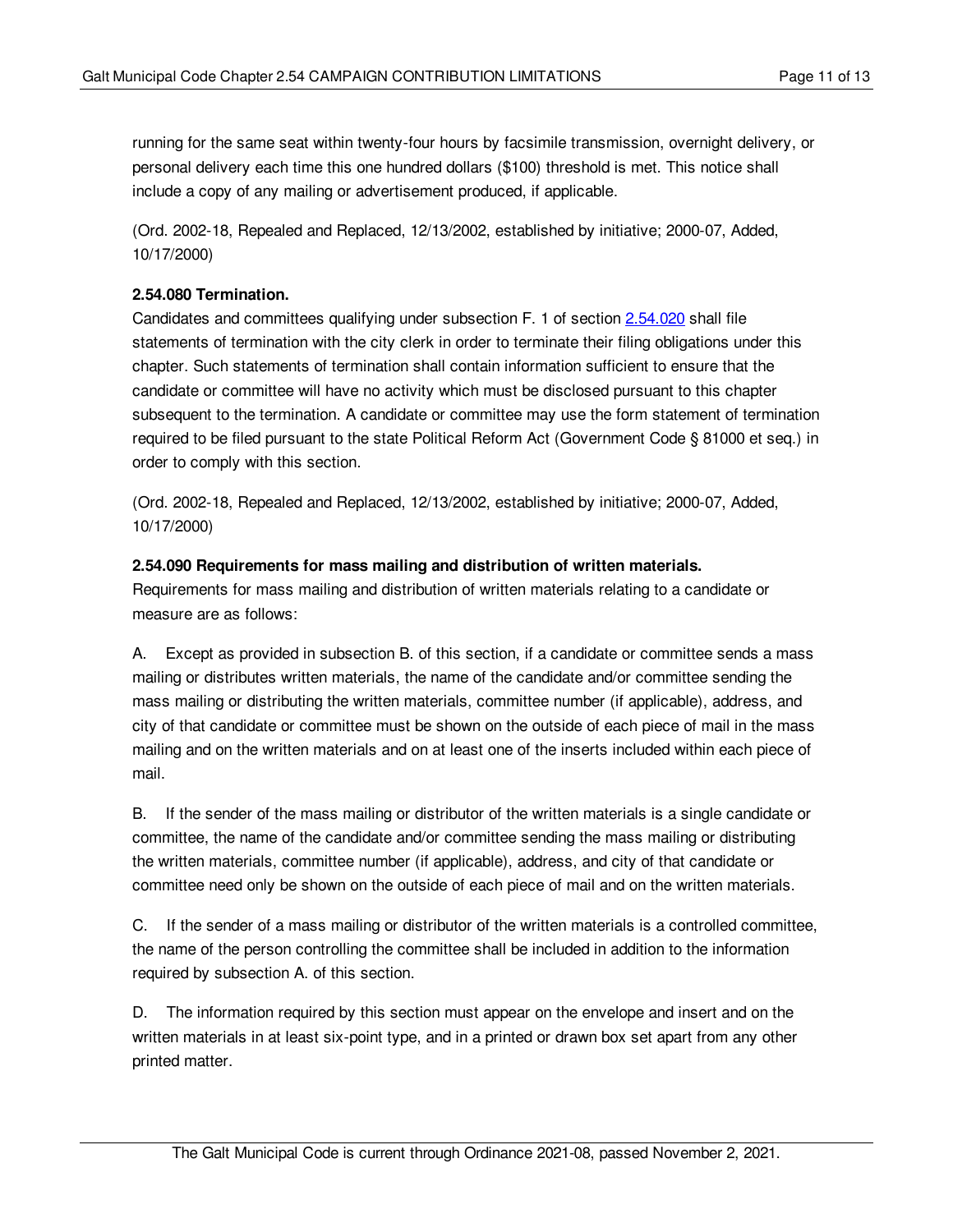running for the same seat within twenty-four hours by facsimile transmission, overnight delivery, or personal delivery each time this one hundred dollars ($100) threshold is met. This notice shall include a copy of any mailing or advertisement produced, if applicable.

(Ord. 2002-18, Repealed and Replaced, 12/13/2002, established by initiative; 2000-07, Added, 10/17/2000)

**2.54.080 Termination.**

Candidates and committees qualifying under subsection F. 1 of section 2.54.020 shall file statements of termination with the city clerk in order to terminate their filing obligations under this chapter. Such statements of termination shall contain information sufficient to ensure that the candidate or committee will have no activity which must be disclosed pursuant to this chapter subsequent to the termination. A candidate or committee may use the form statement of termination required to be filed pursuant to the state Political Reform Act (Government Code § 81000 et seq.) in order to comply with this section.

(Ord. 2002-18, Repealed and Replaced, 12/13/2002, established by initiative; 2000-07, Added, 10/17/2000)

**2.54.090 Requirements for mass mailing and distribution of written materials.**

Requirements for mass mailing and distribution of written materials relating to a candidate or measure are as follows:

A. Except as provided in subsection B. of this section, if a candidate or committee sends a mass mailing or distributes written materials, the name of the candidate and/or committee sending the mass mailing or distributing the written materials, committee number (if applicable), address, and city of that candidate or committee must be shown on the outside of each piece of mail in the mass mailing and on the written materials and on at least one of the inserts included within each piece of mail.

B. If the sender of the mass mailing or distributor of the written materials is a single candidate or committee, the name of the candidate and/or committee sending the mass mailing or distributing the written materials, committee number (if applicable), address, and city of that candidate or committee need only be shown on the outside of each piece of mail and on the written materials.

C. If the sender of a mass mailing or distributor of the written materials is a controlled committee, the name of the person controlling the committee shall be included in addition to the information required by subsection A. of this section.

D. The information required by this section must appear on the envelope and insert and on the written materials in at least six-point type, and in a printed or drawn box set apart from any other printed matter.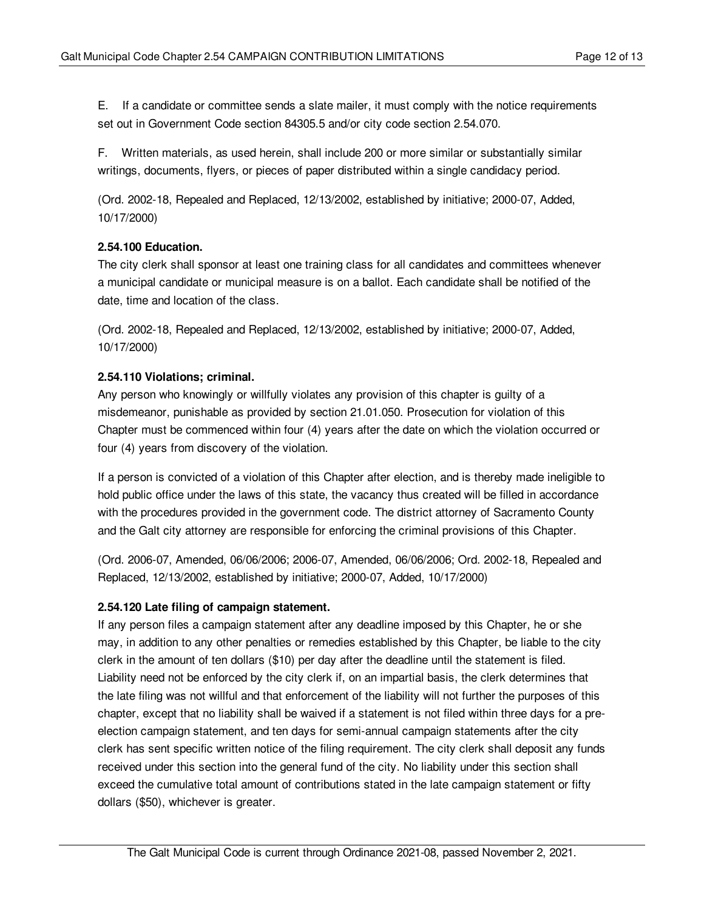E. If a candidate or committee sends a slate mailer, it must comply with the notice requirements set out in Government Code section 84305.5 and/or city code section 2.54.070.

F. Written materials, as used herein, shall include 200 or more similar or substantially similar writings, documents, flyers, or pieces of paper distributed within a single candidacy period.

(Ord. 2002-18, Repealed and Replaced, 12/13/2002, established by initiative; 2000-07, Added, 10/17/2000)

**2.54.100 Education.**

The city clerk shall sponsor at least one training class for all candidates and committees whenever a municipal candidate or municipal measure is on a ballot. Each candidate shall be notified of the date, time and location of the class.

(Ord. 2002-18, Repealed and Replaced, 12/13/2002, established by initiative; 2000-07, Added, 10/17/2000)

**2.54.110 Violations; criminal.**

Any person who knowingly or willfully violates any provision of this chapter is guilty of a misdemeanor, punishable as provided by section 21.01.050. Prosecution for violation of this Chapter must be commenced within four (4) years after the date on which the violation occurred or four (4) years from discovery of the violation.

If a person is convicted of a violation of this Chapter after election, and is thereby made ineligible to hold public office under the laws of this state, the vacancy thus created will be filled in accordance with the procedures provided in the government code. The district attorney of Sacramento County and the Galt city attorney are responsible for enforcing the criminal provisions of this Chapter.

(Ord. 2006-07, Amended, 06/06/2006; 2006-07, Amended, 06/06/2006; Ord. 2002-18, Repealed and Replaced, 12/13/2002, established by initiative; 2000-07, Added, 10/17/2000)

**2.54.120 Late filing of campaign statement.**

If any person files a campaign statement after any deadline imposed by this Chapter, he or she may, in addition to any other penalties or remedies established by this Chapter, be liable to the city clerk in the amount of ten dollars ($10) per day after the deadline until the statement is filed. Liability need not be enforced by the city clerk if, on an impartial basis, the clerk determines that the late filing was not willful and that enforcement of the liability will not further the purposes of this chapter, except that no liability shall be waived if a statement is not filed within three days for a pre-election campaign statement, and ten days for semi-annual campaign statements after the city clerk has sent specific written notice of the filing requirement. The city clerk shall deposit any funds received under this section into the general fund of the city. No liability under this section shall exceed the cumulative total amount of contributions stated in the late campaign statement or fifty dollars ($50), whichever is greater.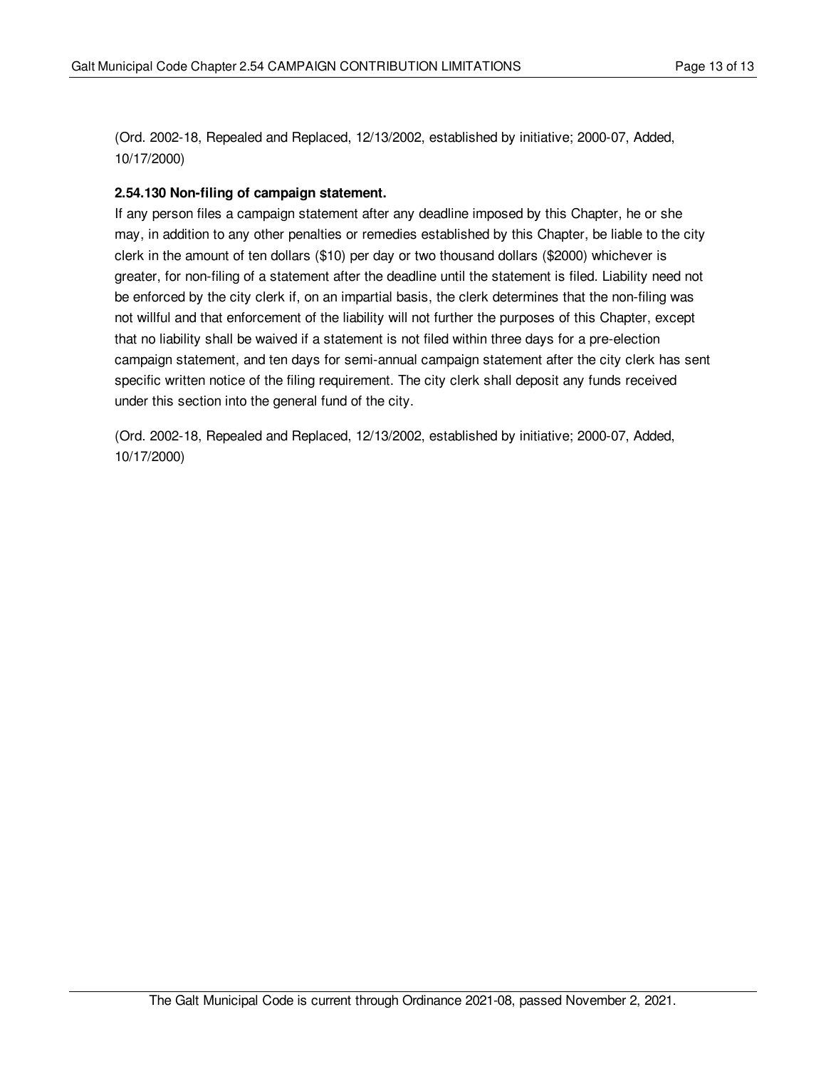(Ord. 2002-18, Repealed and Replaced, 12/13/2002, established by initiative; 2000-07, Added, 10/17/2000)

**2.54.130 Non-filing of campaign statement.**

If any person files a campaign statement after any deadline imposed by this Chapter, he or she may, in addition to any other penalties or remedies established by this Chapter, be liable to the city clerk in the amount of ten dollars ($10) per day or two thousand dollars ($2000) whichever is greater, for non-filing of a statement after the deadline until the statement is filed. Liability need not be enforced by the city clerk if, on an impartial basis, the clerk determines that the non-filing was not willful and that enforcement of the liability will not further the purposes of this Chapter, except that no liability shall be waived if a statement is not filed within three days for a pre-election campaign statement, and ten days for semi-annual campaign statement after the city clerk has sent specific written notice of the filing requirement. The city clerk shall deposit any funds received under this section into the general fund of the city.

(Ord. 2002-18, Repealed and Replaced, 12/13/2002, established by initiative; 2000-07, Added, 10/17/2000)